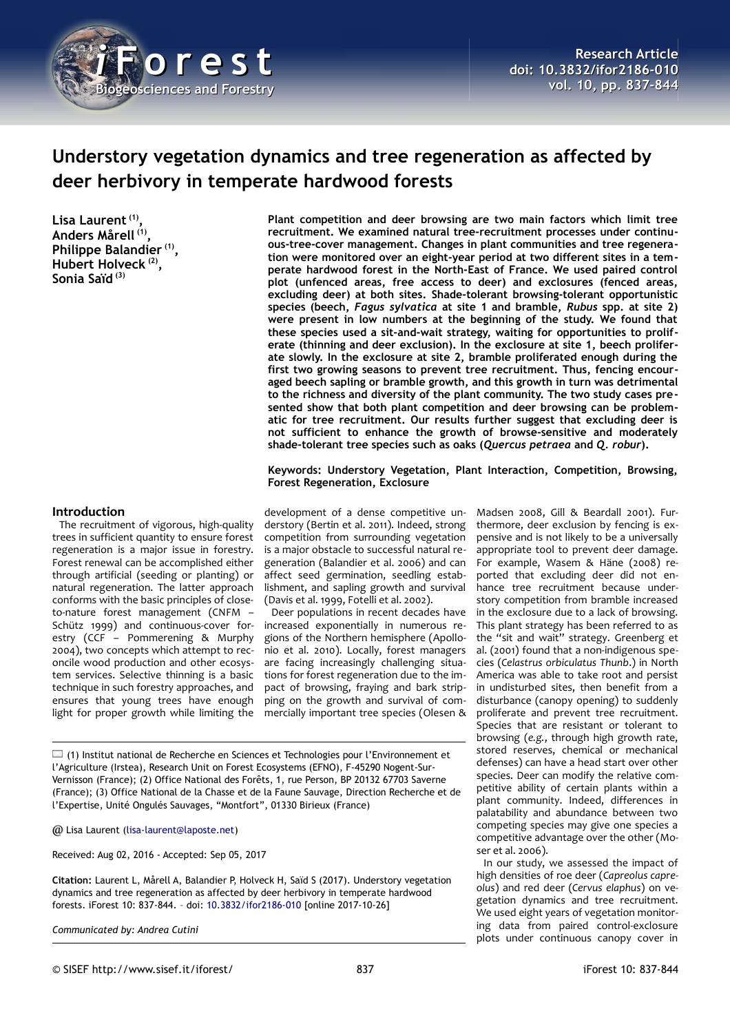# Understory vegetation dynamics and tree regeneration as affected by deer herbivory in temperate hardwood forests

**Lisa Laurent [1], Anders Mårell [1], Philippe Balandier [1], Hubert Holveck [2], Sonia Saïd [3]**

**Plant competition and deer browsing are two main factors which limit tree recruitment. We examined natural tree-recruitment processes under continuous-tree-cover management. Changes in plant communities and tree regeneration were monitored over an eight-year period at two different sites in a temperate hardwood forest in the North-East of France. We used paired control plot (unfenced areas, free access to deer) and exclosures (fenced areas, excluding deer) at both sites. Shade-tolerant browsing-tolerant opportunistic species (beech, *Fagus sylvatica* at site 1 and bramble, *Rubus* spp. at site 2) were present in low numbers at the beginning of the study. We found that these species used a sit-and-wait strategy, waiting for opportunities to proliferate (thinning and deer exclusion). In the exclosure at site 1, beech proliferate slowly. In the exclosure at site 2, bramble proliferated enough during the first two growing seasons to prevent tree recruitment. Thus, fencing encouraged beech sapling or bramble growth, and this growth in turn was detrimental to the richness and diversity of the plant community. The two study cases presented show that both plant competition and deer browsing can be problematic for tree recruitment. Our results further suggest that excluding deer is not sufficient to enhance the growth of browse-sensitive and moderately shade-tolerant tree species such as oaks (*Quercus petraea* and *Q. robur*).**

**Keywords: Understory Vegetation, Plant Interaction, Competition, Browsing, Forest Regeneration, Exclosure**

## Introduction

The recruitment of vigorous, high-quality trees in sufficient quantity to ensure forest regeneration is a major issue in forestry. Forest renewal can be accomplished either through artificial (seeding or planting) or natural regeneration. The latter approach conforms with the basic principles of close-to-nature forest management (CNFM – Schütz 1999) and continuous-cover forestry (CCF – Pommerening & Murphy 2004), two concepts which attempt to reconcile wood production and other ecosystem services. Selective thinning is a basic technique in such forestry approaches, and ensures that young trees have enough light for proper growth while limiting the development of a dense competitive understory (Bertin et al. 2011). Indeed, strong competition from surrounding vegetation is a major obstacle to successful natural regeneration (Balandier et al. 2006) and can affect seed germination, seedling establishment, and sapling growth and survival (Davis et al. 1999, Fotelli et al. 2002).

Deer populations in recent decades have increased exponentially in numerous regions of the Northern hemisphere (Apollonio et al. 2010). Locally, forest managers are facing increasingly challenging situations for forest regeneration due to the impact of browsing, fraying and bark stripping on the growth and survival of commercially important tree species (Olesen & Madsen 2008, Gill & Beardall 2001). Furthermore, deer exclusion by fencing is expensive and is not likely to be a universally appropriate tool to prevent deer damage. For example, Wasem & Häne (2008) reported that excluding deer did not enhance tree recruitment because understory competition from bramble increased in the exclosure due to a lack of browsing. This plant strategy has been referred to as the "sit and wait" strategy. Greenberg et al. (2001) found that a non-indigenous species (*Celastrus orbiculatus* Thunb.) in North America was able to take root and persist in undisturbed sites, then benefit from a disturbance (canopy opening) to suddenly proliferate and prevent tree recruitment. Species that are resistant or tolerant to browsing (*e.g.*, through high growth rate, stored reserves, chemical or mechanical defenses) can have a head start over other species. Deer can modify the relative competitive ability of certain plants within a plant community. Indeed, differences in palatability and abundance between two competing species may give one species a competitive advantage over the other (Moser et al. 2006).

In our study, we assessed the impact of high densities of roe deer (*Capreolus capreolus*) and red deer (*Cervus elaphus*) on vegetation dynamics and tree recruitment. We used eight years of vegetation monitoring data from paired control-exclosure plots under continuous canopy cover in

(1) Institut national de Recherche en Sciences et Technologies pour l'Environnement et l'Agriculture (Irstea), Research Unit on Forest Ecosystems (EFNO), F-45290 Nogent-Sur-Vernisson (France); (2) Office National des Forêts, 1, rue Person, BP 20132 67703 Saverne (France); (3) Office National de la Chasse et de la Faune Sauvage, Direction Recherche et de l'Expertise, Unité Ongulés Sauvages, "Montfort", 01330 Birieux (France)

@ Lisa Laurent (lisa-laurent@laposte.net)

Received: Aug 02, 2016 - Accepted: Sep 05, 2017

**Citation:** Laurent L, Mårell A, Balandier P, Holveck H, Saïd S (2017). Understory vegetation dynamics and tree regeneration as affected by deer herbivory in temperate hardwood forests. iForest 10: 837-844. – doi: 10.3832/ifor2186-010 [online 2017-10-26]

*Communicated by: Andrea Cutini*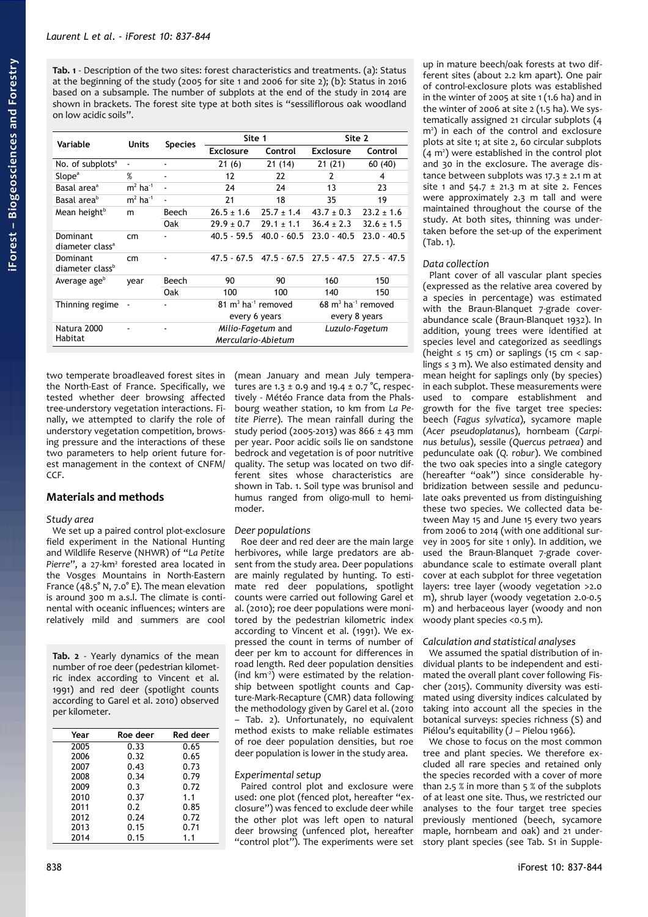**Tab. 1** - Description of the two sites: forest characteristics and treatments. (a): Status at the beginning of the study (2005 for site 1 and 2006 for site 2); (b): Status in 2016 based on a subsample. The number of subplots at the end of the study in 2014 are shown in brackets. The forest site type at both sites is "sessiliflorous oak woodland on low acidic soils".

| Variable | Units | Species | Site 1 | | Site 2 | |
|---|---|---|---|---|---|---|
| | | | Exclosure | Control | Exclosure | Control |
| No. of subplots[a] | - | - | 21 (6) | 21 (14) | 21 (21) | 60 (40) |
| Slope[a] | % | - | 12 | 22 | 2 | 4 |
| Basal area[a] | $m^2$ $ha^{-1}$ | - | 24 | 24 | 13 | 23 |
| Basal area[b] | $m^2$ $ha^{-1}$ | - | 21 | 18 | 35 | 19 |
| Mean height[b] | m | Beech | 26.5 ± 1.6 | 25.7 ± 1.4 | 43.7 ± 0.3 | 23.2 ± 1.6 |
| | | Oak | 29.9 ± 0.7 | 29.1 ± 1.1 | 36.4 ± 2.3 | 32.6 ± 1.5 |
| Dominant diameter class[a] | cm | - | 40.5 - 59.5 | 40.0 - 60.5 | 23.0 - 40.5 | 23.0 - 40.5 |
| Dominant diameter class[b] | cm | - | 47.5 - 67.5 | 47.5 - 67.5 | 27.5 - 47.5 | 27.5 - 47.5 |
| Average age[b] | year | Beech | 90 | 90 | 160 | 150 |
| | | Oak | 100 | 100 | 140 | 150 |
| Thinning regime | - | - | 81 $m^3$ $ha^{-1}$ removed every 6 years | | 68 $m^3$ $ha^{-1}$ removed every 8 years | |
| Natura 2000 Habitat | - | - | *Milio-Fagetum* and *Mercurario-Abietum* | | *Luzulo-Fagetum* | |

two temperate broadleaved forest sites in the North-East of France. Specifically, we tested whether deer browsing affected tree-understory vegetation interactions. Finally, we attempted to clarify the role of understory vegetation competition, browsing pressure and the interactions of these two parameters to help orient future forest management in the context of CNFM/CCF.

## Materials and methods

### Study area

We set up a paired control plot-exclosure field experiment in the National Hunting and Wildlife Reserve (NHWR) of "*La Petite Pierre*", a 27-km² forested area located in the Vosges Mountains in North-Eastern France (48.5° N, 7.0° E). The mean elevation is around 300 m a.s.l. The climate is continental with oceanic influences; winters are relatively mild and summers are cool (mean January and mean July temperatures are 1.3 ± 0.9 and 19.4 ± 0.7 °C, respectively - Météo France data from the Phalsbourg weather station, 10 km from *La Petite Pierre*). The mean rainfall during the study period (2005-2013) was 866 ± 43 mm per year. Poor acidic soils lie on sandstone bedrock and vegetation is of poor nutritive quality. The setup was located on two different sites whose characteristics are shown in Tab. 1. Soil type was brunisol and humus ranged from oligo-mull to hemimoder.

**Tab. 2** - Yearly dynamics of the mean number of roe deer (pedestrian kilometric index according to Vincent et al. 1991) and red deer (spotlight counts according to Garel et al. 2010) observed per kilometer.

| Year | Roe deer | Red deer |
|---|---|---|
| 2005 | 0.33 | 0.65 |
| 2006 | 0.32 | 0.65 |
| 2007 | 0.43 | 0.73 |
| 2008 | 0.34 | 0.79 |
| 2009 | 0.3 | 0.72 |
| 2010 | 0.37 | 1.1 |
| 2011 | 0.2 | 0.85 |
| 2012 | 0.24 | 0.72 |
| 2013 | 0.15 | 0.71 |
| 2014 | 0.15 | 1.1 |

### Deer populations

Roe deer and red deer are the main large herbivores, while large predators are absent from the study area. Deer populations are mainly regulated by hunting. To estimate red deer populations, spotlight counts were carried out following Garel et al. (2010); roe deer populations were monitored by the pedestrian kilometric index according to Vincent et al. (1991). We expressed the count in terms of number of deer per km to account for differences in road length. Red deer population densities (ind $km^{-2}$) were estimated by the relationship between spotlight counts and Capture-Mark-Recapture (CMR) data following the methodology given by Garel et al. (2010 – Tab. 2). Unfortunately, no equivalent method exists to make reliable estimates of roe deer population densities, but roe deer population is lower in the study area.

### Experimental setup

Paired control plot and exclosure were used: one plot (fenced plot, hereafter "exclosure") was fenced to exclude deer while the other plot was left open to natural deer browsing (unfenced plot, hereafter "control plot"). The experiments were set up in mature beech/oak forests at two different sites (about 2.2 km apart). One pair of control-exclosure plots was established in the winter of 2005 at site 1 (1.6 ha) and in the winter of 2006 at site 2 (1.5 ha). We systematically assigned 21 circular subplots (4 m²) in each of the control and exclosure plots at site 1; at site 2, 60 circular subplots (4 m²) were established in the control plot and 30 in the exclosure. The average distance between subplots was 17.3 ± 2.1 m at site 1 and 54.7 ± 21.3 m at site 2. Fences were approximately 2.3 m tall and were maintained throughout the course of the study. At both sites, thinning was undertaken before the set-up of the experiment (Tab. 1).

### Data collection

Plant cover of all vascular plant species (expressed as the relative area covered by a species in percentage) was estimated with the Braun-Blanquet 7-grade cover-abundance scale (Braun-Blanquet 1932). In addition, young trees were identified at species level and categorized as seedlings (height ≤ 15 cm) or saplings (15 cm < saplings ≤ 3 m). We also estimated density and mean height for saplings only (by species) in each subplot. These measurements were used to compare establishment and growth for the five target tree species: beech (*Fagus sylvatica*), sycamore maple (*Acer pseudoplatanus*), hornbeam (*Carpinus betulus*), sessile (*Quercus petraea*) and pedunculate oak (*Q. robur*). We combined the two oak species into a single category (hereafter "oak") since considerable hybridization between sessile and pedunculate oaks prevented us from distinguishing these two species. We collected data between May 15 and June 15 every two years from 2006 to 2014 (with one additional survey in 2005 for site 1 only). In addition, we used the Braun-Blanquet 7-grade cover-abundance scale to estimate overall plant cover at each subplot for three vegetation layers: tree layer (woody vegetation >2.0 m), shrub layer (woody vegetation 2.0-0.5 m) and herbaceous layer (woody and non woody plant species <0.5 m).

### Calculation and statistical analyses

We assumed the spatial distribution of individual plants to be independent and estimated the overall plant cover following Fischer (2015). Community diversity was estimated using diversity indices calculated by taking into account all the species in the botanical surveys: species richness (S) and Piélou's equitability (J – Pielou 1966).

We chose to focus on the most common tree and plant species. We therefore excluded all rare species and retained only the species recorded with a cover of more than 2.5 % in more than 5 % of the subplots of at least one site. Thus, we restricted our analyses to the four target tree species previously mentioned (beech, sycamore maple, hornbeam and oak) and 21 understory plant species (see Tab. S1 in Supple-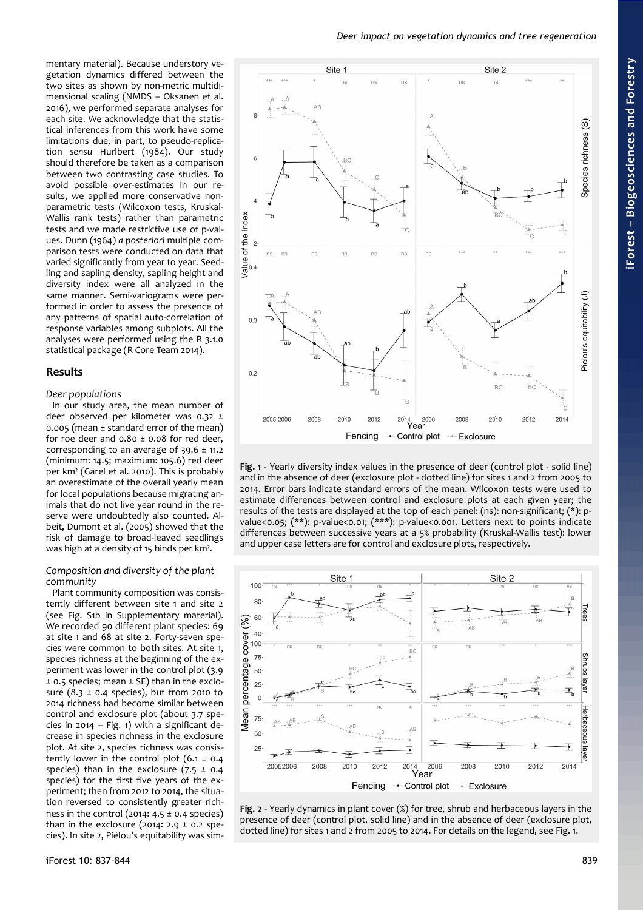mentary material). Because understory vegetation dynamics differed between the two sites as shown by non-metric multidimensional scaling (NMDS – Oksanen et al. 2016), we performed separate analyses for each site. We acknowledge that the statistical inferences from this work have some limitations due, in part, to pseudo-replication *sensu* Hurlbert (1984). Our study should therefore be taken as a comparison between two contrasting case studies. To avoid possible over-estimates in our results, we applied more conservative non-parametric tests (Wilcoxon tests, Kruskal-Wallis rank tests) rather than parametric tests and we made restrictive use of p-values. Dunn (1964) *a posteriori* multiple comparison tests were conducted on data that varied significantly from year to year. Seedling and sapling density, sapling height and diversity index were all analyzed in the same manner. Semi-variograms were performed in order to assess the presence of any patterns of spatial auto-correlation of response variables among subplots. All the analyses were performed using the R 3.1.0 statistical package (R Core Team 2014).

## Results

### Deer populations

In our study area, the mean number of deer observed per kilometer was 0.32 ± 0.005 (mean ± standard error of the mean) for roe deer and 0.80 ± 0.08 for red deer, corresponding to an average of 39.6 ± 11.2 (minimum: 14.5; maximum: 105.6) red deer per km² (Garel et al. 2010). This is probably an overestimate of the overall yearly mean for local populations because migrating animals that do not live year round in the reserve were undoubtedly also counted. Albeit, Dumont et al. (2005) showed that the risk of damage to broad-leaved seedlings was high at a density of 15 hinds per km².

### Composition and diversity of the plant community

Plant community composition was consistently different between site 1 and site 2 (see Fig. S1b in Supplementary material). We recorded 90 different plant species: 69 at site 1 and 68 at site 2. Forty-seven species were common to both sites. At site 1, species richness at the beginning of the experiment was lower in the control plot (3.9 ± 0.5 species; mean ± SE) than in the exclosure (8.3 ± 0.4 species), but from 2010 to 2014 richness had become similar between control and exclosure plot (about 3.7 species in 2014 – Fig. 1) with a significant decrease in species richness in the exclosure plot. At site 2, species richness was consistently lower in the control plot (6.1 ± 0.4 species) than in the exclosure (7.5 ± 0.4 species) for the first five years of the experiment; then from 2012 to 2014, the situation reversed to consistently greater richness in the control (2014: 4.5 ± 0.4 species) than in the exclosure (2014: 2.9 ± 0.2 species). In site 2, Piélou's equitability was sim-

**Fig. 1** - Yearly diversity index values in the presence of deer (control plot - solid line) and in the absence of deer (exclosure plot - dotted line) for sites 1 and 2 from 2005 to 2014. Error bars indicate standard errors of the mean. Wilcoxon tests were used to estimate differences between control and exclosure plots at each given year; the results of the tests are displayed at the top of each panel: (ns): non-significant; (*): p-value<0.05; (**): p-value<0.01; (***): p-value<0.001. Letters next to points indicate differences between successive years at a 5% probability (Kruskal-Wallis test): lower and upper case letters are for control and exclosure plots, respectively.

**Fig. 2** - Yearly dynamics in plant cover (%) for tree, shrub and herbaceous layers in the presence of deer (control plot, solid line) and in the absence of deer (exclosure plot, dotted line) for sites 1 and 2 from 2005 to 2014. For details on the legend, see Fig. 1.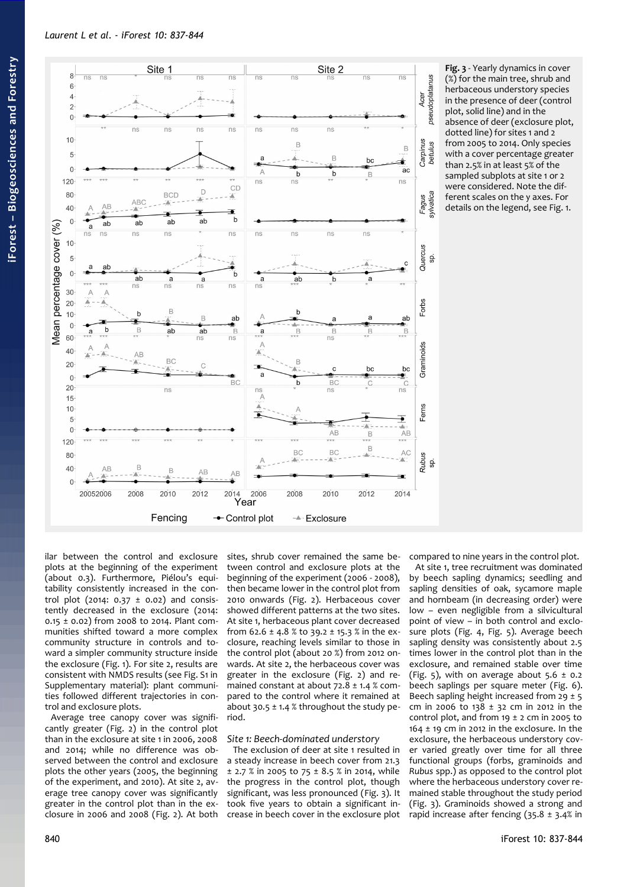**Fig. 3** - Yearly dynamics in cover (%) for the main tree, shrub and herbaceous understory species in the presence of deer (control plot, solid line) and in the absence of deer (exclosure plot, dotted line) for sites 1 and 2 from 2005 to 2014. Only species with a cover percentage greater than 2.5% in at least 5% of the sampled subplots at site 1 or 2 were considered. Note the different scales on the y axes. For details on the legend, see Fig. 1.

ilar between the control and exclosure plots at the beginning of the experiment (about 0.3). Furthermore, Piélou's equitability consistently increased in the control plot (2014: 0.37 ± 0.02) and consistently decreased in the exclosure (2014: 0.15 ± 0.02) from 2008 to 2014. Plant communities shifted toward a more complex community structure in controls and toward a simpler community structure inside the exclosure (Fig. 1). For site 2, results are consistent with NMDS results (see Fig. S1 in Supplementary material): plant communities followed different trajectories in control and exclosure plots.

Average tree canopy cover was significantly greater (Fig. 2) in the control plot than in the exclosure at site 1 in 2006, 2008 and 2014; while no difference was observed between the control and exclosure plots the other years (2005, the beginning of the experiment, and 2010). At site 2, average tree canopy cover was significantly greater in the control plot than in the exclosure in 2006 and 2008 (Fig. 2). At both sites, shrub cover remained the same between control and exclosure plots at the beginning of the experiment (2006 - 2008), then became lower in the control plot from 2010 onwards (Fig. 2). Herbaceous cover showed different patterns at the two sites. At site 1, herbaceous plant cover decreased from 62.6 ± 4.8 % to 39.2 ± 15.3 % in the exclosure, reaching levels similar to those in the control plot (about 20 %) from 2012 onwards. At site 2, the herbaceous cover was greater in the exclosure (Fig. 2) and remained constant at about 72.8 ± 1.4 % compared to the control where it remained at about 30.5 ± 1.4 % throughout the study period.

### Site 1: Beech-dominated understory

The exclusion of deer at site 1 resulted in a steady increase in beech cover from 21.3 ± 2.7 % in 2005 to 75 ± 8.5 % in 2014, while the progress in the control plot, though significant, was less pronounced (Fig. 3). It took five years to obtain a significant increase in beech cover in the exclosure plot compared to nine years in the control plot.

At site 1, tree recruitment was dominated by beech sapling dynamics; seedling and sapling densities of oak, sycamore maple and hornbeam (in decreasing order) were low – even negligible from a silvicultural point of view – in both control and exclosure plots (Fig. 4, Fig. 5). Average beech sapling density was consistently about 2.5 times lower in the control plot than in the exclosure, and remained stable over time (Fig. 5), with on average about 5.6 ± 0.2 beech saplings per square meter (Fig. 6). Beech sapling height increased from 29 ± 5 cm in 2006 to 138 ± 32 cm in 2012 in the control plot, and from 19 ± 2 cm in 2005 to 164 ± 19 cm in 2012 in the exclosure. In the exclosure, the herbaceous understory cover varied greatly over time for all three functional groups (forbs, graminoids and *Rubus* spp.) as opposed to the control plot where the herbaceous understory cover remained stable throughout the study period (Fig. 3). Graminoids showed a strong and rapid increase after fencing (35.8 ± 3.4% in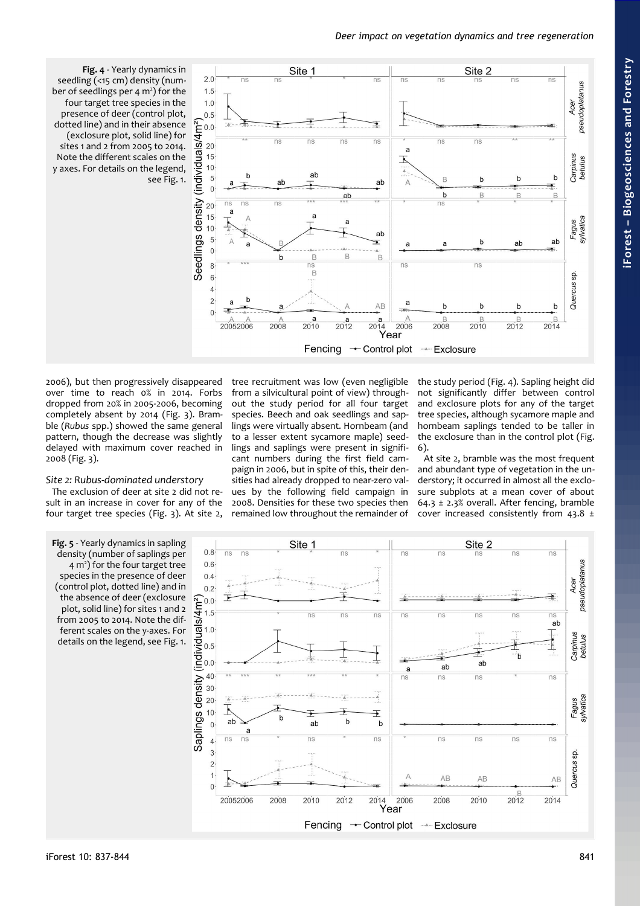**Fig. 4** - Yearly dynamics in seedling (<15 cm) density (number of seedlings per 4 m²) for the four target tree species in the presence of deer (control plot, dotted line) and in their absence (exclosure plot, solid line) for sites 1 and 2 from 2005 to 2014. Note the different scales on the y axes. For details on the legend, see Fig. 1.

2006), but then progressively disappeared over time to reach 0% in 2014. Forbs dropped from 20% in 2005-2006, becoming completely absent by 2014 (Fig. 3). Bramble (*Rubus* spp.) showed the same general pattern, though the decrease was slightly delayed with maximum cover reached in 2008 (Fig. 3).

### *Site 2: Rubus-dominated understory*

The exclusion of deer at site 2 did not result in an increase in cover for any of the four target tree species (Fig. 3). At site 2, tree recruitment was low (even negligible from a silvicultural point of view) throughout the study period for all four target species. Beech and oak seedlings and saplings were virtually absent. Hornbeam (and to a lesser extent sycamore maple) seedlings and saplings were present in significant numbers during the first field campaign in 2006, but in spite of this, their densities had already dropped to near-zero values by the following field campaign in 2008. Densities for these two species then remained low throughout the remainder of the study period (Fig. 4). Sapling height did not significantly differ between control and exclosure plots for any of the target tree species, although sycamore maple and hornbeam saplings tended to be taller in the exclosure than in the control plot (Fig. 6).

At site 2, bramble was the most frequent and abundant type of vegetation in the understory; it occurred in almost all the exclosure subplots at a mean cover of about 64.3 ± 2.3% overall. After fencing, bramble cover increased consistently from 43.8 ±

**Fig. 5** - Yearly dynamics in sapling density (number of saplings per 4 m²) for the four target tree species in the presence of deer (control plot, dotted line) and in the absence of deer (exclosure plot, solid line) for sites 1 and 2 from 2005 to 2014. Note the different scales on the y-axes. For details on the legend, see Fig. 1.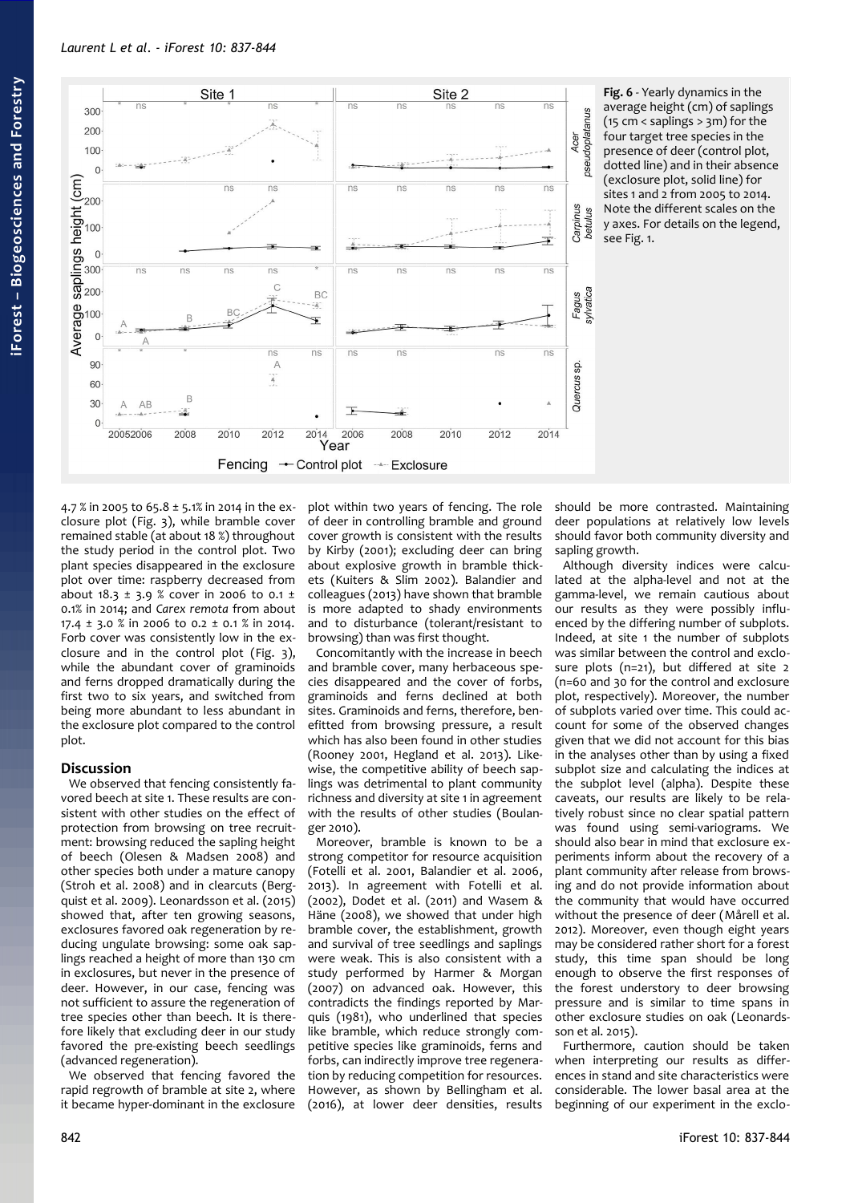**Fig. 6** - Yearly dynamics in the average height (cm) of saplings (15 cm < saplings > 3m) for the four target tree species in the presence of deer (control plot, dotted line) and in their absence (exclosure plot, solid line) for sites 1 and 2 from 2005 to 2014. Note the different scales on the y axes. For details on the legend, see Fig. 1.

4.7 % in 2005 to 65.8 ± 5.1% in 2014 in the exclosure plot (Fig. 3), while bramble cover remained stable (at about 18 %) throughout the study period in the control plot. Two plant species disappeared in the exclosure plot over time: raspberry decreased from about 18.3 ± 3.9 % cover in 2006 to 0.1 ± 0.1% in 2014; and *Carex remota* from about 17.4 ± 3.0 % in 2006 to 0.2 ± 0.1 % in 2014. Forb cover was consistently low in the exclosure and in the control plot (Fig. 3), while the abundant cover of graminoids and ferns dropped dramatically during the first two to six years, and switched from being more abundant to less abundant in the exclosure plot compared to the control plot.

## Discussion

We observed that fencing consistently favored beech at site 1. These results are consistent with other studies on the effect of protection from browsing on tree recruitment: browsing reduced the sapling height of beech (Olesen & Madsen 2008) and other species both under a mature canopy (Stroh et al. 2008) and in clearcuts (Bergquist et al. 2009). Leonardsson et al. (2015) showed that, after ten growing seasons, exclosures favored oak regeneration by reducing ungulate browsing: some oak saplings reached a height of more than 130 cm in exclosures, but never in the presence of deer. However, in our case, fencing was not sufficient to assure the regeneration of tree species other than beech. It is therefore likely that excluding deer in our study favored the pre-existing beech seedlings (advanced regeneration).

We observed that fencing favored the rapid regrowth of bramble at site 2, where it became hyper-dominant in the exclosure plot within two years of fencing. The role of deer in controlling bramble and ground cover growth is consistent with the results by Kirby (2001); excluding deer can bring about explosive growth in bramble thickets (Kuiters & Slim 2002). Balandier and colleagues (2013) have shown that bramble is more adapted to shady environments and to disturbance (tolerant/resistant to browsing) than was first thought.

Concomitantly with the increase in beech and bramble cover, many herbaceous species disappeared and the cover of forbs, graminoids and ferns declined at both sites. Graminoids and ferns, therefore, benefitted from browsing pressure, a result which has also been found in other studies (Rooney 2001, Hegland et al. 2013). Likewise, the competitive ability of beech saplings was detrimental to plant community richness and diversity at site 1 in agreement with the results of other studies (Boulanger 2010).

Moreover, bramble is known to be a strong competitor for resource acquisition (Fotelli et al. 2001, Balandier et al. 2006, 2013). In agreement with Fotelli et al. (2002), Dodet et al. (2011) and Wasem & Häne (2008), we showed that under high bramble cover, the establishment, growth and survival of tree seedlings and saplings were weak. This is also consistent with a study performed by Harmer & Morgan (2007) on advanced oak. However, this contradicts the findings reported by Marquis (1981), who underlined that species like bramble, which reduce strongly competitive species like graminoids, ferns and forbs, can indirectly improve tree regeneration by reducing competition for resources. However, as shown by Bellingham et al. (2016), at lower deer densities, results should be more contrasted. Maintaining deer populations at relatively low levels should favor both community diversity and sapling growth.

Although diversity indices were calculated at the alpha-level and not at the gamma-level, we remain cautious about our results as they were possibly influenced by the differing number of subplots. Indeed, at site 1 the number of subplots was similar between the control and exclosure plots (n=21), but differed at site 2 (n=60 and 30 for the control and exclosure plot, respectively). Moreover, the number of subplots varied over time. This could account for some of the observed changes given that we did not account for this bias in the analyses other than by using a fixed subplot size and calculating the indices at the subplot level (alpha). Despite these caveats, our results are likely to be relatively robust since no clear spatial pattern was found using semi-variograms. We should also bear in mind that exclosure experiments inform about the recovery of a plant community after release from browsing and do not provide information about the community that would have occurred without the presence of deer (Mårell et al. 2012). Moreover, even though eight years may be considered rather short for a forest study, this time span should be long enough to observe the first responses of the forest understory to deer browsing pressure and is similar to time spans in other exclosure studies on oak (Leonardsson et al. 2015).

Furthermore, caution should be taken when interpreting our results as differences in stand and site characteristics were considerable. The lower basal area at the beginning of our experiment in the exclo-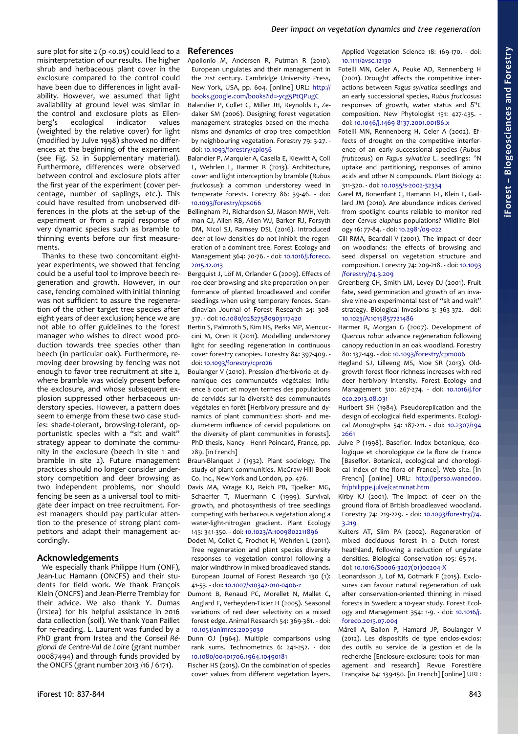sure plot for site 2 ($p < 0.05$) could lead to a misinterpretation of our results. The higher shrub and herbaceous plant cover in the exclosure compared to the control could have been due to differences in light availability. However, we assumed that light availability at ground level was similar in the control and exclosure plots as Ellenberg's ecological indicator values (weighted by the relative cover) for light (modified by Julve 1998) showed no differences at the beginning of the experiment (see Fig. S2 in Supplementary material). Furthermore, differences were observed between control and exclosure plots after the first year of the experiment (cover percentage, number of saplings, etc.). This could have resulted from unobserved differences in the plots at the set-up of the experiment or from a rapid response of very dynamic species such as bramble to thinning events before our first measurements.

Thanks to these two concomitant eight-year experiments, we showed that fencing could be a useful tool to improve beech regeneration and growth. However, in our case, fencing combined with initial thinning was not sufficient to assure the regeneration of the other target tree species after eight years of deer exclusion; hence we are not able to offer guidelines to the forest manager who wishes to direct wood production towards tree species other than beech (in particular oak). Furthermore, removing deer browsing by fencing was not enough to favor tree recruitment at site 2, where bramble was widely present before the exclosure, and whose subsequent explosion suppressed other herbaceous understory species. However, a pattern does seem to emerge from these two case studies: shade-tolerant, browsing-tolerant, opportunistic species with a "sit and wait" strategy appear to dominate the community in the exclosure (beech in site 1 and bramble in site 2). Future management practices should no longer consider understory competition and deer browsing as two independent problems, nor should fencing be seen as a universal tool to mitigate deer impact on tree recruitment. Forest managers should pay particular attention to the presence of strong plant competitors and adapt their management accordingly.

## Acknowledgements

We especially thank Philippe Hum (ONF), Jean-Luc Hamann (ONCFS) and their students for field work. We thank François Klein (ONCFS) and Jean-Pierre Tremblay for their advice. We also thank Y. Dumas (Irstea) for his helpful assistance in 2016 data collection (soil). We thank Yoan Paillet for re-reading. L. Laurent was funded by a PhD grant from Irstea and the *Conseil Régional de Centre-Val de Loire* (grant number 00087494) and through funds provided by the ONCFS (grant number 2013 /16 / 6171).

## References

Apollonio M, Andersen R, Putman R (2010). European ungulates and their management in the 21st century. Cambridge University Press, New York, USA, pp. 604. [online] URL: http://books.google.com/books?id=-ycg5PtQPugC

Balandier P, Collet C, Miller JH, Reynolds E, Zedaker SM (2006). Designing forest vegetation management strategies based on the mechanisms and dynamics of crop tree competition by neighbouring vegetation. Forestry 79: 3-27. - doi: 10.1093/forestry/cpi056

Balandier P, Marquier A, Casella E, Kiewitt A, Coll L, Wehrlen L, Harmer R (2013). Architecture, cover and light interception by bramble (*Rubus fruticosus*): a common understorey weed in temperate forests. Forestry 86: 39-46. - doi: 10.1093/forestry/cps066

Bellingham PJ, Richardson SJ, Mason NWH, Veltman CJ, Allen RB, Allen WJ, Barker RJ, Forsyth DM, Nicol SJ, Ramsey DSL (2016). Introduced deer at low densities do not inhibit the regeneration of a dominant tree. Forest Ecology and Management 364: 70-76. - doi: 10.1016/j.foreco.2015.12.013

Bergquist J, Löf M, Orlander G (2009). Effects of roe deer browsing and site preparation on performance of planted broadleaved and conifer seedlings when using temporary fences. Scandinavian Journal of Forest Research 24: 308-317. - doi: 10.1080/02827580903117420

Bertin S, Palmroth S, Kim HS, Perks MP, Mencuccini M, Oren R (2011). Modelling understorey light for seedling regeneration in continuous cover forestry canopies. Forestry 84: 397-409. - doi: 10.1093/forestry/cpr026

Boulanger V (2010). Pression d'herbivorie et dynamique des communautés végétales: influence à court et moyen termes des populations de cervidés sur la diversité des communautés végétales en forêt [Herbivory pressure and dynamics of plant communities: short- and medium-term influence of cervid populations on the diversity of plant communities in forests]. PhD thesis, Nancy - Henri Poincaré, France, pp. 289. [in French]

Braun-Blanquet J (1932). Plant sociology. The study of plant communities. McGraw-Hill Book Co. Inc., New York and London, pp. 476.

Davis MA, Wrage KJ, Reich PB, Tjoelker MG, Schaeffer T, Muermann C (1999). Survival, growth, and photosynthesis of tree seedlings competing with herbaceous vegetation along a water-light-nitrogen gradient. Plant Ecology 145: 341-350. - doi: 10.1023/A:1009802211896

Dodet M, Collet C, Frochot H, Wehrlen L (2011). Tree regeneration and plant species diversity responses to vegetation control following a major windthrow in mixed broadleaved stands. European Journal of Forest Research 130 (1): 41-53. - doi: 10.1007/s10342-010-0406-z

Dumont B, Renaud PC, Morellet N, Mallet C, Anglard F, Verheyden-Tixier H (2005). Seasonal variations of red deer selectivity on a mixed forest edge. Animal Research 54: 369-381. - doi: 10.1051/animres:2005030

Dunn OJ (1964). Multiple comparisons using rank sums. Technometrics 6: 241-252. - doi: 10.1080/00401706.1964.10490181

Fischer HS (2015). On the combination of species cover values from different vegetation layers. Applied Vegetation Science 18: 169-170. - doi: 10.1111/avsc.12130

Fotelli MN, Geler A, Peuke AD, Rennenberg H (2001). Drought affects the competitive interactions between *Fagus sylvatica* seedlings and an early successional species, *Rubus fruticosus*: responses of growth, water status and $\delta^{13}C$ composition. New Phytologist 151: 427-435. - doi: 10.1046/j.1469-8137.2001.00186.x

Fotelli MN, Rennenberg H, Geler A (2002). Effects of drought on the competitive interference of an early successional species (*Rubus fruticosus*) on *Fagus sylvatica* L. seedlings: $^{15}N$ uptake and partitioning, responses of amino acids and other N compounds. Plant Biology 4: 311-320. - doi: 10.1055/s-2002-32334

Garel M, Bonenfant C, Hamann J-L, Klein F, Gaillard JM (2010). Are abundance indices derived from spotlight counts reliable to monitor red deer *Cervus elaphus* populations? Wildlife Biology 16: 77-84. - doi: 10.2981/09-022

Gill RMA, Beardall V (2001). The impact of deer on woodlands: the effects of browsing and seed dispersal on vegetation structure and composition. Forestry 74: 209-218. - doi: 10.1093/forestry/74.3.209

Greenberg CH, Smith LM, Levey DJ (2001). Fruit fate, seed germination and growth of an invasive vine-an experimental test of "sit and wait" strategy. Biological Invasions 3: 363-372. - doi: 10.1023/A:1015857721486

Harmer R, Morgan G (2007). Development of *Quercus robur* advance regeneration following canopy reduction in an oak woodland. Forestry 80: 137-149. - doi: 10.1093/forestry/cpm006

Hegland SJ, Lilleeng MS, Moe SR (2013). Old-growth forest floor richness increases with red deer herbivory intensity. Forest Ecology and Management 310: 267-274. - doi: 10.1016/j.foreco.2013.08.031

Hurlbert SH (1984). Pseudoreplication and the design of ecological field experiments. Ecological Monographs 54: 187-211. - doi: 10.2307/1942661

Julve P (1998). Baseflor. Index botanique, écologique et chorologique de la flore de France [Baseflor. Botanical, ecological and chorological index of the flora of France]. Web site. [in French] [online] URL: http://perso.wanadoo.fr/philippe.julve/catminat.htm

Kirby KJ (2001). The impact of deer on the ground flora of British broadleaved woodland. Forestry 74: 219-229. - doi: 10.1093/forestry/74.3.219

Kuiters AT, Slim PA (2002). Regeneration of mixed deciduous forest in a Dutch forest-heathland, following a reduction of ungulate densities. Biological Conservation 105: 65-74. - doi: 10.1016/S0006-3207(01)00204-X

Leonardsson J, Lof M, Gotmark F (2015). Exclosures can favour natural regeneration of oak after conservation-oriented thinning in mixed forests in Sweden: a 10-year study. Forest Ecology and Management 354: 1-9. - doi: 10.1016/j.foreco.2015.07.004

Mårell A, Ballon P, Hamard JP, Boulanger V (2012). Les dispositifs de type enclos-exclos: des outils au service de la gestion et de la recherche [Enclosure-exclosure: tools for management and research]. Revue Forestière Française 64: 139-150. [in French] [online] URL: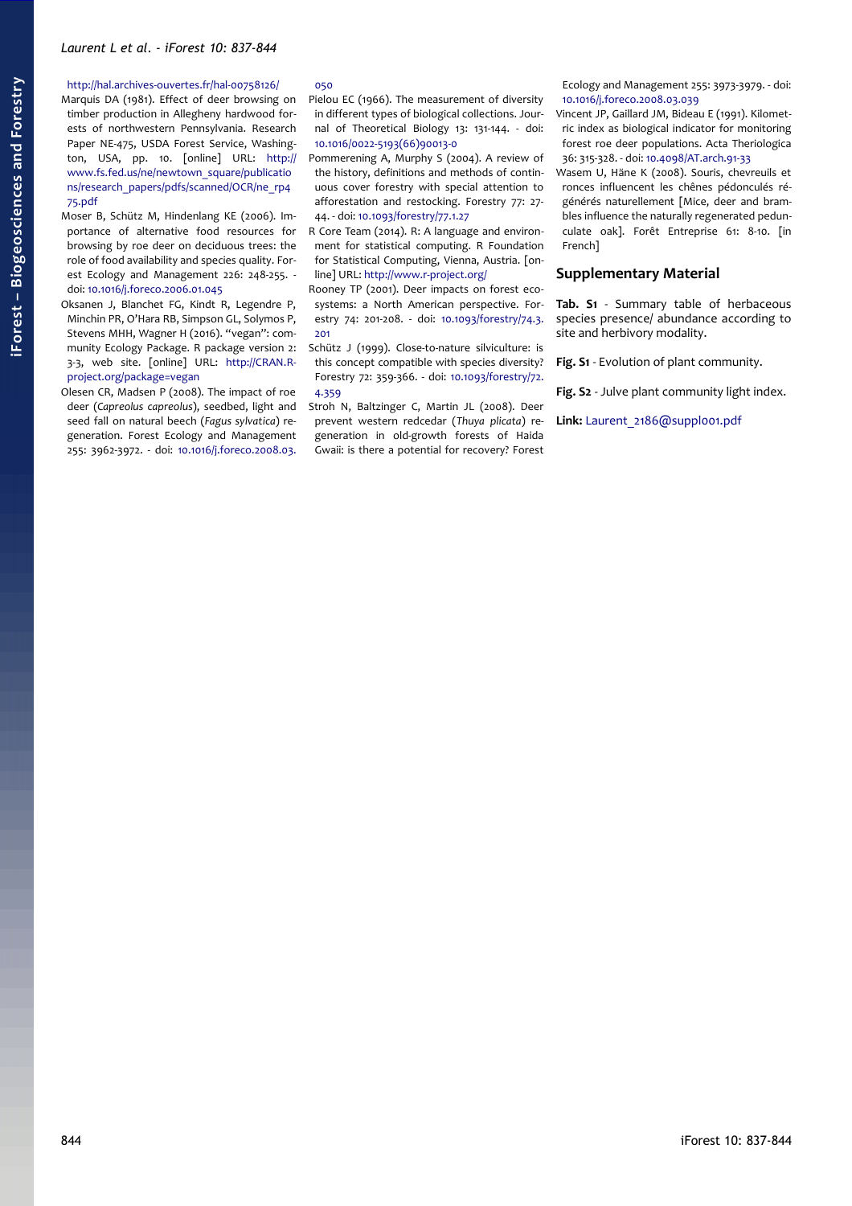http://hal.archives-ouvertes.fr/hal-00758126/

Marquis DA (1981). Effect of deer browsing on timber production in Allegheny hardwood forests of northwestern Pennsylvania. Research Paper NE-475, USDA Forest Service, Washington, USA, pp. 10. [online] URL: http://www.fs.fed.us/ne/newtown_square/publications/research_papers/pdfs/scanned/OCR/ne_rp475.pdf

Moser B, Schütz M, Hindenlang KE (2006). Importance of alternative food resources for browsing by roe deer on deciduous trees: the role of food availability and species quality. Forest Ecology and Management 226: 248-255. - doi: 10.1016/j.foreco.2006.01.045

Oksanen J, Blanchet FG, Kindt R, Legendre P, Minchin PR, O'Hara RB, Simpson GL, Solymos P, Stevens MHH, Wagner H (2016). "vegan": community Ecology Package. R package version 2: 3-3, web site. [online] URL: http://CRAN.R-project.org/package=vegan

Olesen CR, Madsen P (2008). The impact of roe deer (*Capreolus capreolus*), seedbed, light and seed fall on natural beech (*Fagus sylvatica*) regeneration. Forest Ecology and Management 255: 3962-3972. - doi: 10.1016/j.foreco.2008.03.050

Pielou EC (1966). The measurement of diversity in different types of biological collections. Journal of Theoretical Biology 13: 131-144. - doi: 10.1016/0022-5193(66)90013-0

Pommerening A, Murphy S (2004). A review of the history, definitions and methods of continuous cover forestry with special attention to afforestation and restocking. Forestry 77: 27-44. - doi: 10.1093/forestry/77.1.27

R Core Team (2014). R: A language and environment for statistical computing. R Foundation for Statistical Computing, Vienna, Austria. [online] URL: http://www.r-project.org/

Rooney TP (2001). Deer impacts on forest ecosystems: a North American perspective. Forestry 74: 201-208. - doi: 10.1093/forestry/74.3.201

Schütz J (1999). Close-to-nature silviculture: is this concept compatible with species diversity? Forestry 72: 359-366. - doi: 10.1093/forestry/72.4.359

Stroh N, Baltzinger C, Martin JL (2008). Deer prevent western redcedar (*Thuya plicata*) regeneration in old-growth forests of Haida Gwaii: is there a potential for recovery? Forest Ecology and Management 255: 3973-3979. - doi: 10.1016/j.foreco.2008.03.039

Vincent JP, Gaillard JM, Bideau E (1991). Kilometric index as biological indicator for monitoring forest roe deer populations. Acta Theriologica 36: 315-328. - doi: 10.4098/AT.arch.91-33

Wasem U, Häne K (2008). Souris, chevreuils et ronces influencent les chênes pédonculés régénérés naturellement [Mice, deer and brambles influence the naturally regenerated pedunculate oak]. Forêt Entreprise 61: 8-10. [in French]

## Supplementary Material

**Tab. S1** - Summary table of herbaceous species presence/ abundance according to site and herbivory modality.

**Fig. S1** - Evolution of plant community.

**Fig. S2** - Julve plant community light index.

**Link:** Laurent_2186@suppl001.pdf